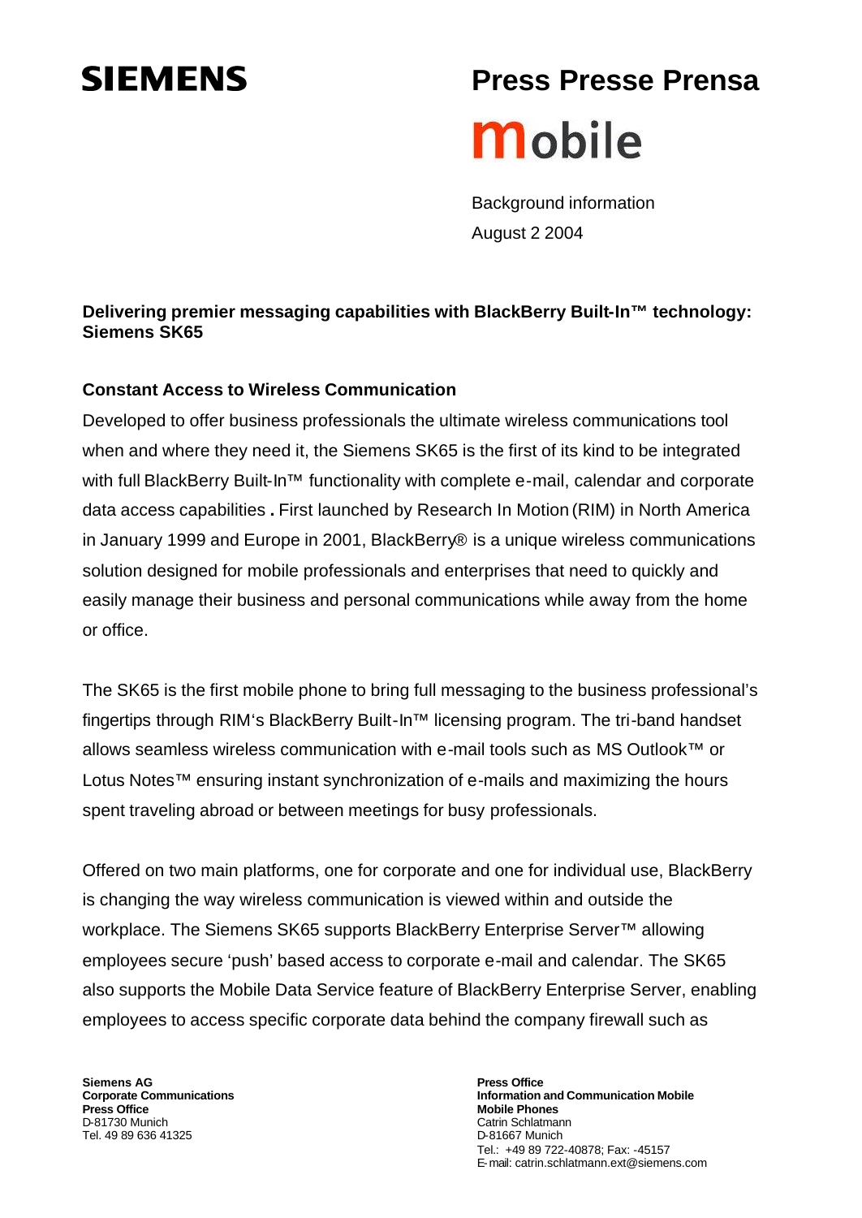**SIEMENS**

# Press Presse Prensa

**mobile**

Background information
August 2 2004

**Delivering premier messaging capabilities with BlackBerry Built-In™ technology: Siemens SK65**

**Constant Access to Wireless Communication**

Developed to offer business professionals the ultimate wireless communications tool when and where they need it, the Siemens SK65 is the first of its kind to be integrated with full BlackBerry Built-In™ functionality with complete e-mail, calendar and corporate data access capabilities**.** First launched by Research In Motion (RIM) in North America in January 1999 and Europe in 2001, BlackBerry® is a unique wireless communications solution designed for mobile professionals and enterprises that need to quickly and easily manage their business and personal communications while away from the home or office.

The SK65 is the first mobile phone to bring full messaging to the business professional's fingertips through RIM's BlackBerry Built-In™ licensing program. The tri-band handset allows seamless wireless communication with e-mail tools such as MS Outlook™ or Lotus Notes™ ensuring instant synchronization of e-mails and maximizing the hours spent traveling abroad or between meetings for busy professionals.

Offered on two main platforms, one for corporate and one for individual use, BlackBerry is changing the way wireless communication is viewed within and outside the workplace. The Siemens SK65 supports BlackBerry Enterprise Server™ allowing employees secure 'push' based access to corporate e-mail and calendar. The SK65 also supports the Mobile Data Service feature of BlackBerry Enterprise Server, enabling employees to access specific corporate data behind the company firewall such as

**Siemens AG**
**Corporate Communications**
**Press Office**
D-81730 Munich
Tel. 49 89 636 41325

**Press Office**
**Information and Communication Mobile**
**Mobile Phones**
Catrin Schlatmann
D-81667 Munich
Tel.: +49 89 722-40878; Fax: -45157
E-mail: catrin.schlatmann.ext@siemens.com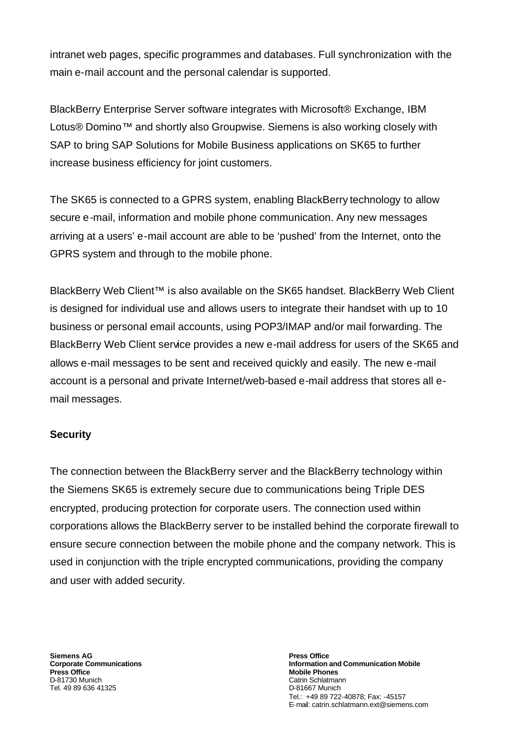intranet web pages, specific programmes and databases. Full synchronization with the main e-mail account and the personal calendar is supported.

BlackBerry Enterprise Server software integrates with Microsoft® Exchange, IBM Lotus® Domino™ and shortly also Groupwise. Siemens is also working closely with SAP to bring SAP Solutions for Mobile Business applications on SK65 to further increase business efficiency for joint customers.

The SK65 is connected to a GPRS system, enabling BlackBerry technology to allow secure e-mail, information and mobile phone communication. Any new messages arriving at a users' e-mail account are able to be 'pushed' from the Internet, onto the GPRS system and through to the mobile phone.

BlackBerry Web Client™ is also available on the SK65 handset. BlackBerry Web Client is designed for individual use and allows users to integrate their handset with up to 10 business or personal email accounts, using POP3/IMAP and/or mail forwarding. The BlackBerry Web Client service provides a new e-mail address for users of the SK65 and allows e-mail messages to be sent and received quickly and easily. The new e-mail account is a personal and private Internet/web-based e-mail address that stores all e-mail messages.

**Security**

The connection between the BlackBerry server and the BlackBerry technology within the Siemens SK65 is extremely secure due to communications being Triple DES encrypted, producing protection for corporate users. The connection used within corporations allows the BlackBerry server to be installed behind the corporate firewall to ensure secure connection between the mobile phone and the company network. This is used in conjunction with the triple encrypted communications, providing the company and user with added security.

**Siemens AG**
**Corporate Communications**
**Press Office**
D-81730 Munich
Tel. 49 89 636 41325

**Press Office**
**Information and Communication Mobile**
**Mobile Phones**
Catrin Schlatmann
D-81667 Munich
Tel.: +49 89 722-40878; Fax: -45157
E-mail: catrin.schlatmann.ext@siemens.com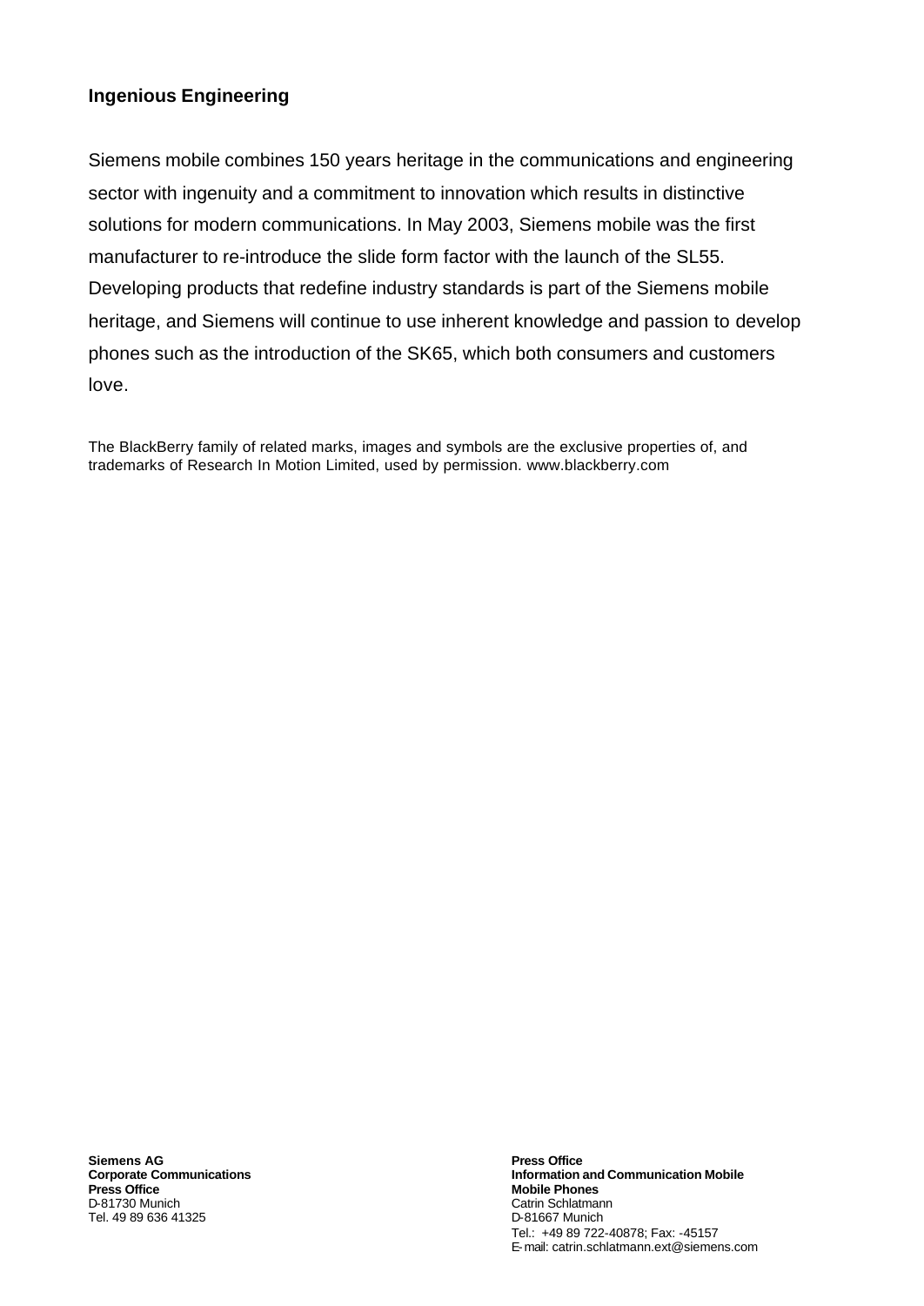### Ingenious Engineering

Siemens mobile combines 150 years heritage in the communications and engineering sector with ingenuity and a commitment to innovation which results in distinctive solutions for modern communications. In May 2003, Siemens mobile was the first manufacturer to re-introduce the slide form factor with the launch of the SL55. Developing products that redefine industry standards is part of the Siemens mobile heritage, and Siemens will continue to use inherent knowledge and passion to develop phones such as the introduction of the SK65, which both consumers and customers love.

The BlackBerry family of related marks, images and symbols are the exclusive properties of, and trademarks of Research In Motion Limited, used by permission. www.blackberry.com

**Siemens AG**
**Corporate Communications**
**Press Office**
D-81730 Munich
Tel. 49 89 636 41325

**Press Office**
**Information and Communication Mobile**
**Mobile Phones**
Catrin Schlatmann
D-81667 Munich
Tel.: +49 89 722-40878; Fax: -45157
E-mail: catrin.schlatmann.ext@siemens.com